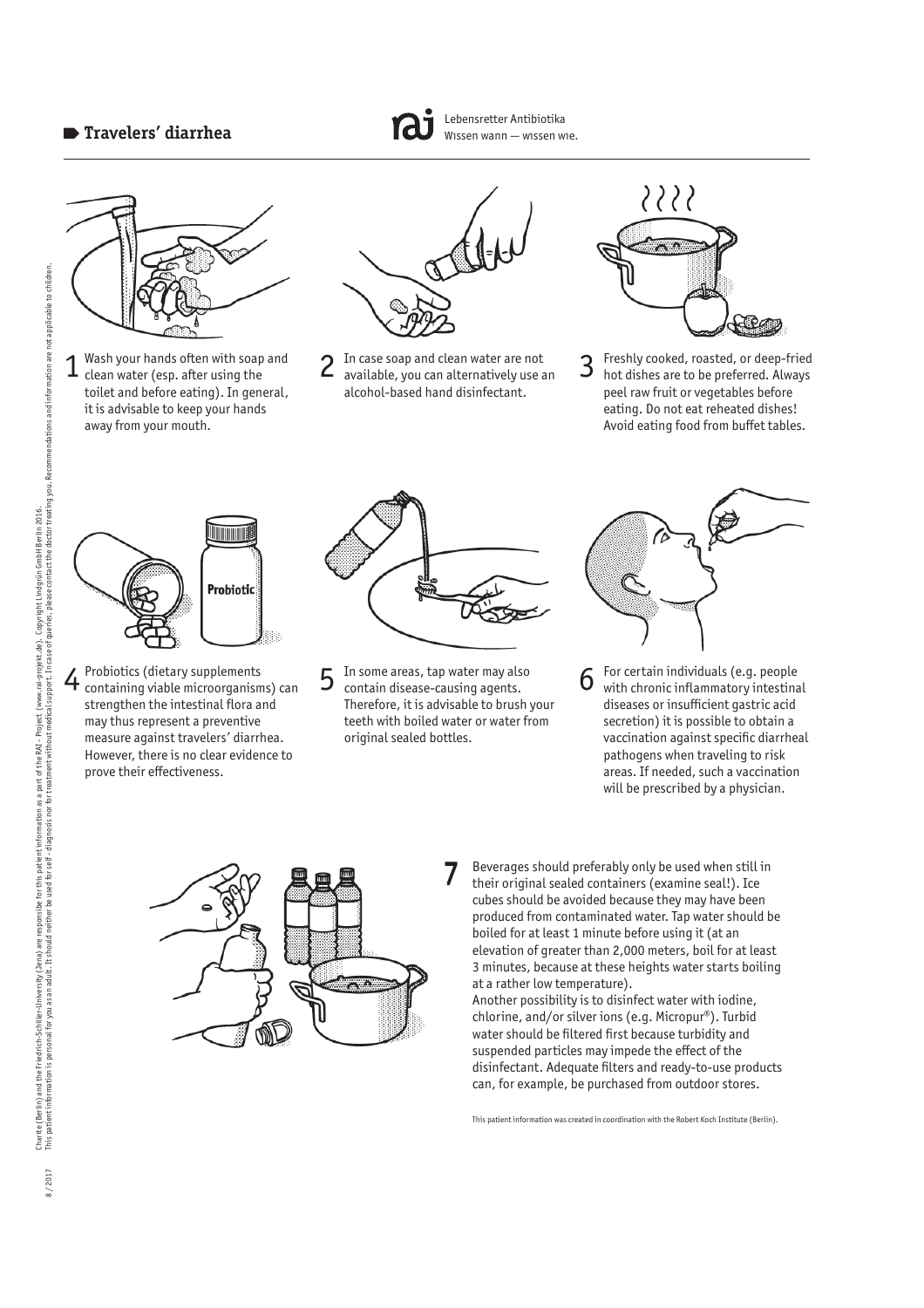# Travelers' diarrhea

Lebensretter Antibiotika
Wissen wann — wissen wie.

1. Wash your hands often with soap and clean water (esp. after using the toilet and before eating). In general, it is advisable to keep your hands away from your mouth.

2. In case soap and clean water are not available, you can alternatively use an alcohol-based hand disinfectant.

3. Freshly cooked, roasted, or deep-fried hot dishes are to be preferred. Always peel raw fruit or vegetables before eating. Do not eat reheated dishes! Avoid eating food from buffet tables.

4. Probiotics (dietary supplements containing viable microorganisms) can strengthen the intestinal flora and may thus represent a preventive measure against travelers' diarrhea. However, there is no clear evidence to prove their effectiveness.

5. In some areas, tap water may also contain disease-causing agents. Therefore, it is advisable to brush your teeth with boiled water or water from original sealed bottles.

6. For certain individuals (e.g. people with chronic inflammatory intestinal diseases or insufficient gastric acid secretion) it is possible to obtain a vaccination against specific diarrheal pathogens when traveling to risk areas. If needed, such a vaccination will be prescribed by a physician.

7. Beverages should preferably only be used when still in their original sealed containers (examine seal!). Ice cubes should be avoided because they may have been produced from contaminated water. Tap water should be boiled for at least 1 minute before using it (at an elevation of greater than 2,000 meters, boil for at least 3 minutes, because at these heights water starts boiling at a rather low temperature).
   Another possibility is to disinfect water with iodine, chlorine, and/or silver ions (e.g. Micropur®). Turbid water should be filtered first because turbidity and suspended particles may impede the effect of the disinfectant. Adequate filters and ready-to-use products can, for example, be purchased from outdoor stores.

This patient information was created in coordination with the Robert Koch Institute (Berlin).

Charité (Berlin) and the Friedrich-Schiller-University (Jena) are responsible for this patient information as a part of the RAI - Project (www.rai-projekt.de). Copyright Lindgrün GmbH Berlin 2016.
This patient information is personal for you as an adult. It should neither be used for self-diagnosis nor for treatment without medical support. In case of queries, please contact the doctor treating you. Recommendations and information are not applicable to children.

8 / 2017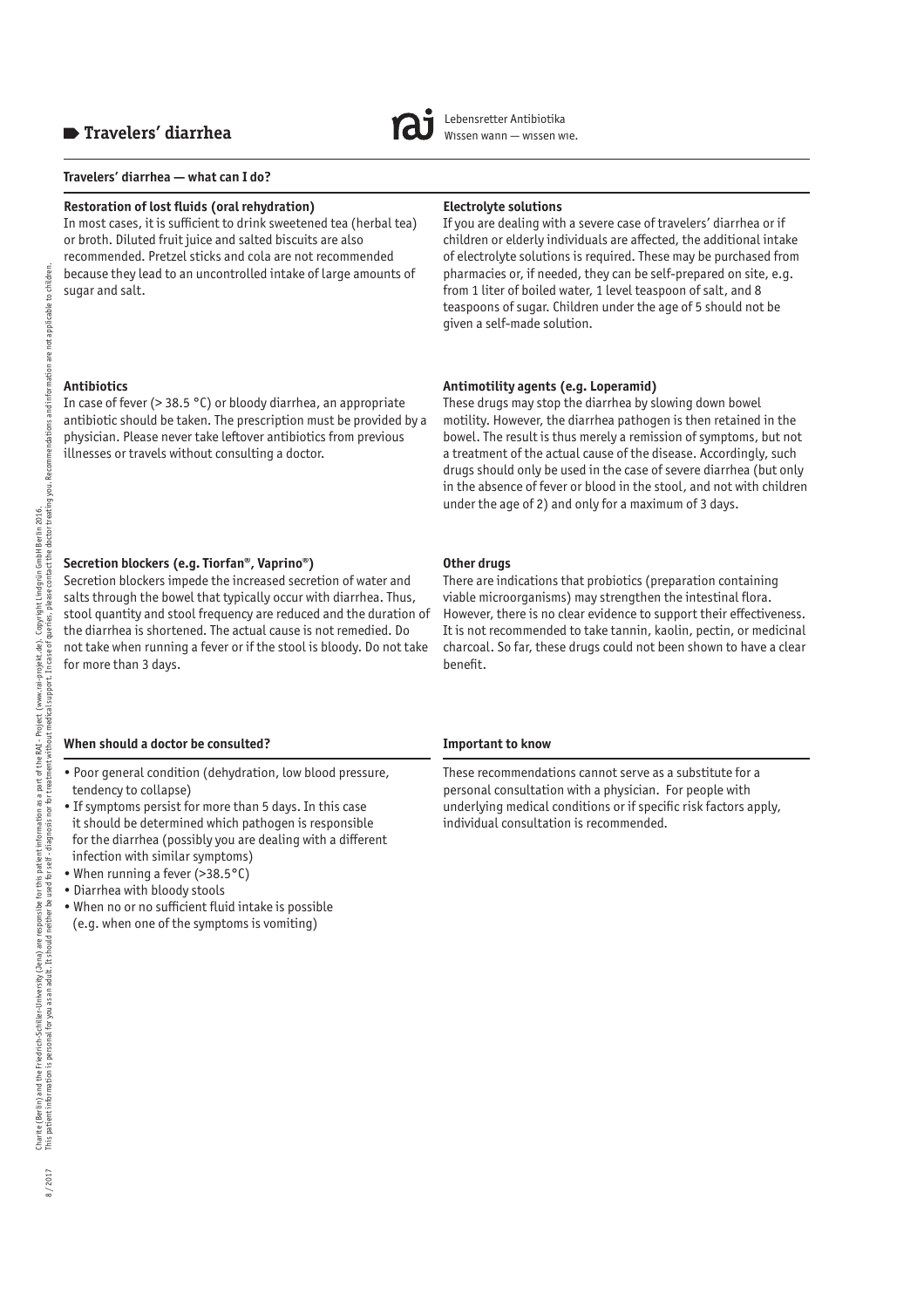# Travelers' diarrhea

Lebensretter Antibiotika
Wissen wann — wissen wie.

## Travelers' diarrhea — what can I do?

### Restoration of lost fluids (oral rehydration)

In most cases, it is sufficient to drink sweetened tea (herbal tea) or broth. Diluted fruit juice and salted biscuits are also recommended. Pretzel sticks and cola are not recommended because they lead to an uncontrolled intake of large amounts of sugar and salt.

### Electrolyte solutions

If you are dealing with a severe case of travelers' diarrhea or if children or elderly individuals are affected, the additional intake of electrolyte solutions is required. These may be purchased from pharmacies or, if needed, they can be self-prepared on site, e.g. from 1 liter of boiled water, 1 level teaspoon of salt, and 8 teaspoons of sugar. Children under the age of 5 should not be given a self-made solution.

### Antibiotics

In case of fever (> 38.5 °C) or bloody diarrhea, an appropriate antibiotic should be taken. The prescription must be provided by a physician. Please never take leftover antibiotics from previous illnesses or travels without consulting a doctor.

### Antimotility agents (e.g. Loperamid)

These drugs may stop the diarrhea by slowing down bowel motility. However, the diarrhea pathogen is then retained in the bowel. The result is thus merely a remission of symptoms, but not a treatment of the actual cause of the disease. Accordingly, such drugs should only be used in the case of severe diarrhea (but only in the absence of fever or blood in the stool, and not with children under the age of 2) and only for a maximum of 3 days.

### Secretion blockers (e.g. Tiorfan®, Vaprino®)

Secretion blockers impede the increased secretion of water and salts through the bowel that typically occur with diarrhea. Thus, stool quantity and stool frequency are reduced and the duration of the diarrhea is shortened. The actual cause is not remedied. Do not take when running a fever or if the stool is bloody. Do not take for more than 3 days.

### Other drugs

There are indications that probiotics (preparation containing viable microorganisms) may strengthen the intestinal flora. However, there is no clear evidence to support their effectiveness. It is not recommended to take tannin, kaolin, pectin, or medicinal charcoal. So far, these drugs could not been shown to have a clear benefit.

## When should a doctor be consulted?

- Poor general condition (dehydration, low blood pressure, tendency to collapse)
- If symptoms persist for more than 5 days. In this case it should be determined which pathogen is responsible for the diarrhea (possibly you are dealing with a different infection with similar symptoms)
- When running a fever (>38.5°C)
- Diarrhea with bloody stools
- When no or no sufficient fluid intake is possible (e.g. when one of the symptoms is vomiting)

## Important to know

These recommendations cannot serve as a substitute for a personal consultation with a physician. For people with underlying medical conditions or if specific risk factors apply, individual consultation is recommended.

8 / 2017

Charité (Berlin) and the Friedrich-Schiller-University (Jena) are responsible for this patient information as a part of the RAI - Project (www.rai-projekt.de). Copyright Lindgrün GmbH Berlin 2016.
This patient information is personal for you as an adult. It should neither be used for self-diagnosis nor for treatment without medical support. In case of queries, please contact the doctor treating you. Recommendations and information are not applicable to children.